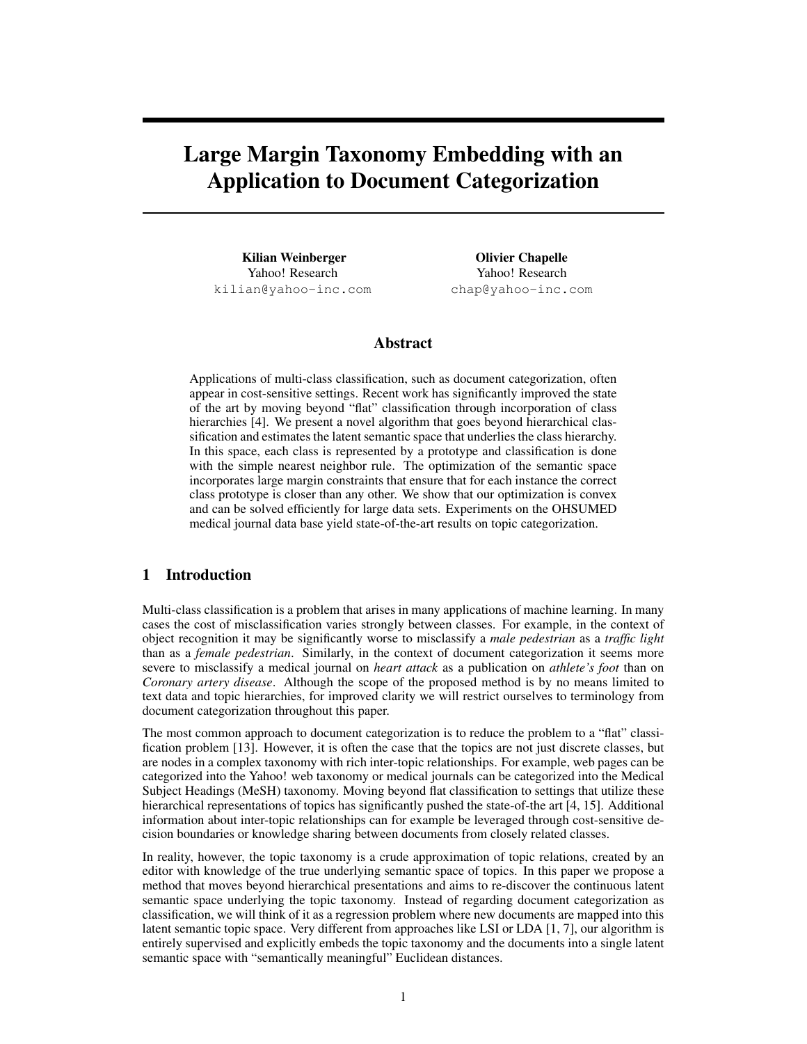# Large Margin Taxonomy Embedding with an Application to Document Categorization

**Kilian Weinberger**
Yahoo! Research
kilian@yahoo-inc.com

**Olivier Chapelle**
Yahoo! Research
chap@yahoo-inc.com

## Abstract

Applications of multi-class classification, such as document categorization, often appear in cost-sensitive settings. Recent work has significantly improved the state of the art by moving beyond "flat" classification through incorporation of class hierarchies [4]. We present a novel algorithm that goes beyond hierarchical classification and estimates the latent semantic space that underlies the class hierarchy. In this space, each class is represented by a prototype and classification is done with the simple nearest neighbor rule. The optimization of the semantic space incorporates large margin constraints that ensure that for each instance the correct class prototype is closer than any other. We show that our optimization is convex and can be solved efficiently for large data sets. Experiments on the OHSUMED medical journal data base yield state-of-the-art results on topic categorization.

## 1 Introduction

Multi-class classification is a problem that arises in many applications of machine learning. In many cases the cost of misclassification varies strongly between classes. For example, in the context of object recognition it may be significantly worse to misclassify a *male pedestrian* as a *traffic light* than as a *female pedestrian*. Similarly, in the context of document categorization it seems more severe to misclassify a medical journal on *heart attack* as a publication on *athlete's foot* than on *Coronary artery disease*. Although the scope of the proposed method is by no means limited to text data and topic hierarchies, for improved clarity we will restrict ourselves to terminology from document categorization throughout this paper.

The most common approach to document categorization is to reduce the problem to a "flat" classification problem [13]. However, it is often the case that the topics are not just discrete classes, but are nodes in a complex taxonomy with rich inter-topic relationships. For example, web pages can be categorized into the Yahoo! web taxonomy or medical journals can be categorized into the Medical Subject Headings (MeSH) taxonomy. Moving beyond flat classification to settings that utilize these hierarchical representations of topics has significantly pushed the state-of-the art [4, 15]. Additional information about inter-topic relationships can for example be leveraged through cost-sensitive decision boundaries or knowledge sharing between documents from closely related classes.

In reality, however, the topic taxonomy is a crude approximation of topic relations, created by an editor with knowledge of the true underlying semantic space of topics. In this paper we propose a method that moves beyond hierarchical presentations and aims to re-discover the continuous latent semantic space underlying the topic taxonomy. Instead of regarding document categorization as classification, we will think of it as a regression problem where new documents are mapped into this latent semantic topic space. Very different from approaches like LSI or LDA [1, 7], our algorithm is entirely supervised and explicitly embeds the topic taxonomy and the documents into a single latent semantic space with "semantically meaningful" Euclidean distances.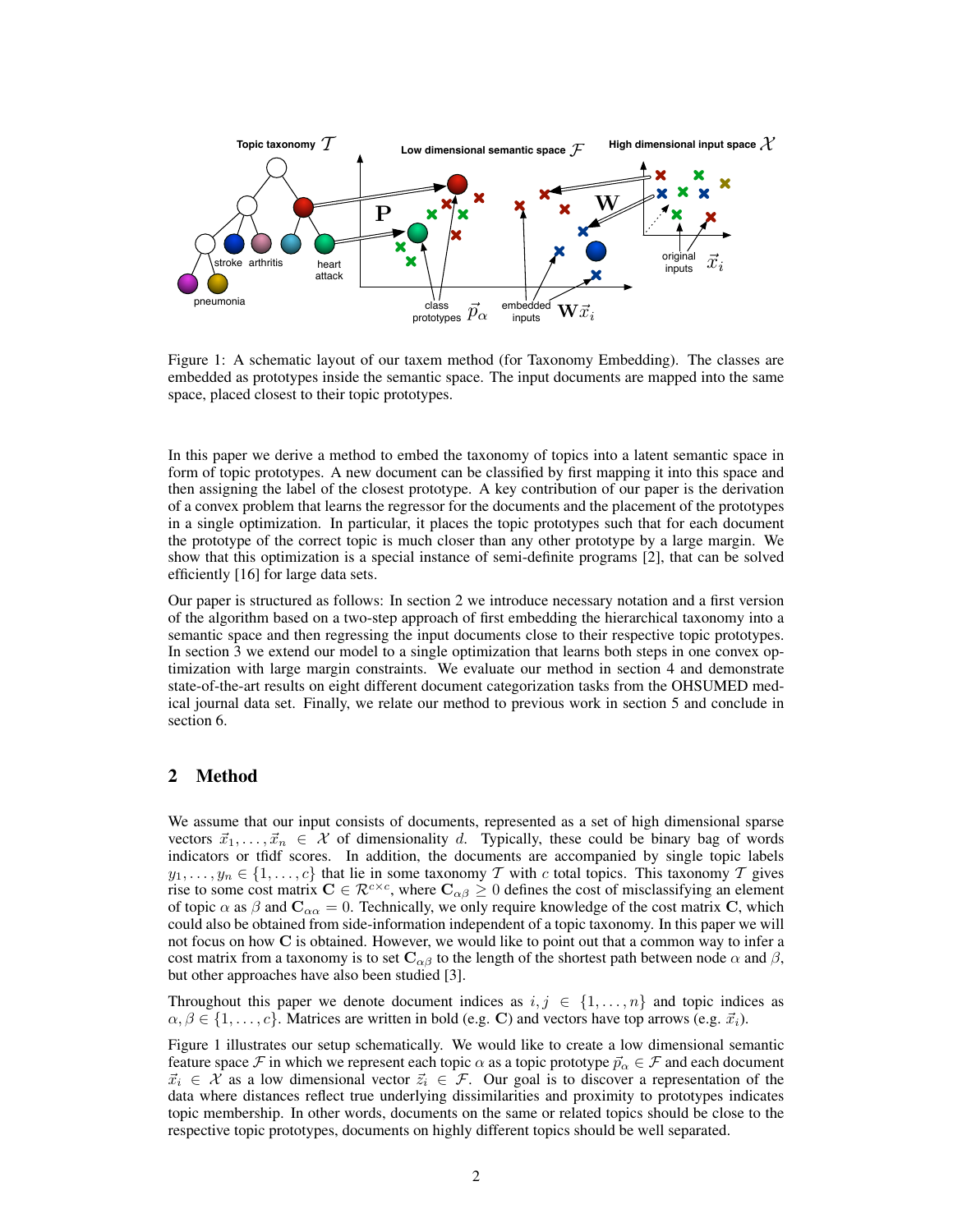Figure 1: A schematic layout of our taxem method (for Taxonomy Embedding). The classes are embedded as prototypes inside the semantic space. The input documents are mapped into the same space, placed closest to their topic prototypes.

In this paper we derive a method to embed the taxonomy of topics into a latent semantic space in form of topic prototypes. A new document can be classified by first mapping it into this space and then assigning the label of the closest prototype. A key contribution of our paper is the derivation of a convex problem that learns the regressor for the documents and the placement of the prototypes in a single optimization. In particular, it places the topic prototypes such that for each document the prototype of the correct topic is much closer than any other prototype by a large margin. We show that this optimization is a special instance of semi-definite programs [2], that can be solved efficiently [16] for large data sets.

Our paper is structured as follows: In section 2 we introduce necessary notation and a first version of the algorithm based on a two-step approach of first embedding the hierarchical taxonomy into a semantic space and then regressing the input documents close to their respective topic prototypes. In section 3 we extend our model to a single optimization that learns both steps in one convex optimization with large margin constraints. We evaluate our method in section 4 and demonstrate state-of-the-art results on eight different document categorization tasks from the OHSUMED medical journal data set. Finally, we relate our method to previous work in section 5 and conclude in section 6.

## 2 Method

We assume that our input consists of documents, represented as a set of high dimensional sparse vectors $\vec{x}_1, \dots, \vec{x}_n \in \mathcal{X}$ of dimensionality $d$. Typically, these could be binary bag of words indicators or tfidf scores. In addition, the documents are accompanied by single topic labels $y_1, \dots, y_n \in \{1, \dots, c\}$ that lie in some taxonomy $\mathcal{T}$ with $c$ total topics. This taxonomy $\mathcal{T}$ gives rise to some cost matrix $\mathbf{C} \in \mathcal{R}^{c \times c}$, where $\mathbf{C}_{\alpha\beta} \geq 0$ defines the cost of misclassifying an element of topic $\alpha$ as $\beta$ and $\mathbf{C}_{\alpha\alpha} = 0$. Technically, we only require knowledge of the cost matrix $\mathbf{C}$, which could also be obtained from side-information independent of a topic taxonomy. In this paper we will not focus on how $\mathbf{C}$ is obtained. However, we would like to point out that a common way to infer a cost matrix from a taxonomy is to set $\mathbf{C}_{\alpha\beta}$ to the length of the shortest path between node $\alpha$ and $\beta$, but other approaches have also been studied [3].

Throughout this paper we denote document indices as $i, j \in \{1, \dots, n\}$ and topic indices as $\alpha, \beta \in \{1, \dots, c\}$. Matrices are written in bold (e.g. $\mathbf{C}$) and vectors have top arrows (e.g. $\vec{x}_i$).

Figure 1 illustrates our setup schematically. We would like to create a low dimensional semantic feature space $\mathcal{F}$ in which we represent each topic $\alpha$ as a topic prototype $\vec{p}_\alpha \in \mathcal{F}$ and each document $\vec{x}_i \in \mathcal{X}$ as a low dimensional vector $\vec{z}_i \in \mathcal{F}$. Our goal is to discover a representation of the data where distances reflect true underlying dissimilarities and proximity to prototypes indicates topic membership. In other words, documents on the same or related topics should be close to the respective topic prototypes, documents on highly different topics should be well separated.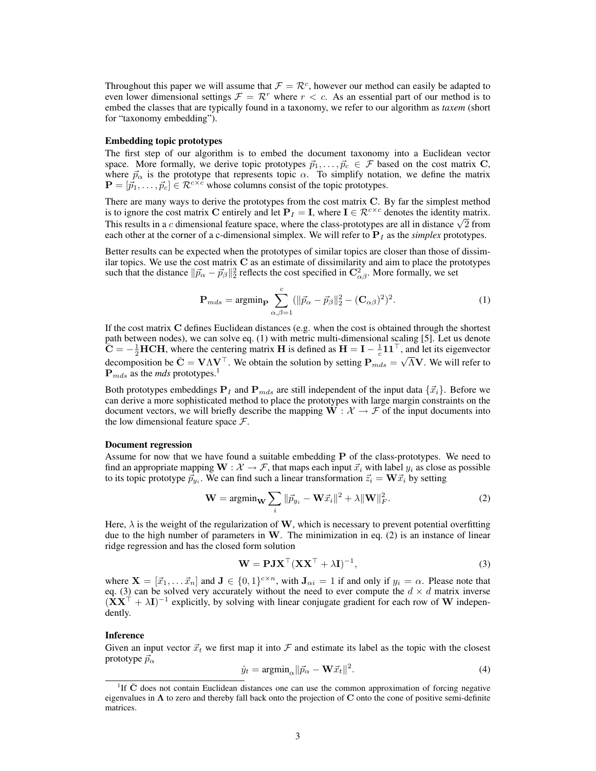Throughout this paper we will assume that $\mathcal{F} = \mathcal{R}^c$, however our method can easily be adapted to even lower dimensional settings $\mathcal{F} = \mathcal{R}^r$ where $r < c$. As an essential part of our method is to embed the classes that are typically found in a taxonomy, we refer to our algorithm as *taxem* (short for "taxonomy embedding").

**Embedding topic prototypes**

The first step of our algorithm is to embed the document taxonomy into a Euclidean vector space. More formally, we derive topic prototypes $\vec{p}_1, \ldots, \vec{p}_c \in \mathcal{F}$ based on the cost matrix $\mathbf{C}$, where $\vec{p}_\alpha$ is the prototype that represents topic $\alpha$. To simplify notation, we define the matrix $\mathbf{P} = [\vec{p}_1, \ldots, \vec{p}_c] \in \mathcal{R}^{c \times c}$ whose columns consist of the topic prototypes.

There are many ways to derive the prototypes from the cost matrix $\mathbf{C}$. By far the simplest method is to ignore the cost matrix $\mathbf{C}$ entirely and let $\mathbf{P}_I = \mathbf{I}$, where $\mathbf{I} \in \mathcal{R}^{c \times c}$ denotes the identity matrix. This results in a $c$ dimensional feature space, where the class-prototypes are all in distance $\sqrt{2}$ from each other at the corner of a c-dimensional simplex. We will refer to $\mathbf{P}_I$ as the *simplex* prototypes.

Better results can be expected when the prototypes of similar topics are closer than those of dissimilar topics. We use the cost matrix $\mathbf{C}$ as an estimate of dissimilarity and aim to place the prototypes such that the distance $\|\vec{p}_\alpha - \vec{p}_\beta\|_2^2$ reflects the cost specified in $\mathbf{C}^2_{\alpha\beta}$. More formally, we set

$$\mathbf{P}_{mds} = \text{argmin}_{\mathbf{P}} \sum_{\alpha,\beta=1}^{c} (\|\vec{p}_\alpha - \vec{p}_\beta\|_2^2 - (\mathbf{C}_{\alpha\beta})^2)^2. \tag{1}$$

If the cost matrix $\mathbf{C}$ defines Euclidean distances (e.g. when the cost is obtained through the shortest path between nodes), we can solve eq. (1) with metric multi-dimensional scaling [5]. Let us denote $\bar{\mathbf{C}} = -\frac{1}{2}\mathbf{HCH}$, where the centering matrix $\mathbf{H}$ is defined as $\mathbf{H} = \mathbf{I} - \frac{1}{c}\mathbf{1}\mathbf{1}^\top$, and let its eigenvector decomposition be $\bar{\mathbf{C}} = \mathbf{V}\Lambda\mathbf{V}^\top$. We obtain the solution by setting $\mathbf{P}_{mds} = \sqrt{\Lambda}\mathbf{V}$. We will refer to $\mathbf{P}_{mds}$ as the *mds* prototypes.[1]

Both prototypes embeddings $\mathbf{P}_I$ and $\mathbf{P}_{mds}$ are still independent of the input data $\{\vec{x}_i\}$. Before we can derive a more sophisticated method to place the prototypes with large margin constraints on the document vectors, we will briefly describe the mapping $\mathbf{W} : \mathcal{X} \to \mathcal{F}$ of the input documents into the low dimensional feature space $\mathcal{F}$.

**Document regression**

Assume for now that we have found a suitable embedding $\mathbf{P}$ of the class-prototypes. We need to find an appropriate mapping $\mathbf{W} : \mathcal{X} \to \mathcal{F}$, that maps each input $\vec{x}_i$ with label $y_i$ as close as possible to its topic prototype $\vec{p}_{y_i}$. We can find such a linear transformation $\vec{z}_i = \mathbf{W}\vec{x}_i$ by setting

$$\mathbf{W} = \text{argmin}_{\mathbf{W}} \sum_i \|\vec{p}_{y_i} - \mathbf{W}\vec{x}_i\|^2 + \lambda\|\mathbf{W}\|_F^2. \tag{2}$$

Here, $\lambda$ is the weight of the regularization of $\mathbf{W}$, which is necessary to prevent potential overfitting due to the high number of parameters in $\mathbf{W}$. The minimization in eq. (2) is an instance of linear ridge regression and has the closed form solution

$$\mathbf{W} = \mathbf{PJX}^\top(\mathbf{XX}^\top + \lambda\mathbf{I})^{-1}, \tag{3}$$

where $\mathbf{X} = [\vec{x}_1, \ldots \vec{x}_n]$ and $\mathbf{J} \in \{0,1\}^{c \times n}$, with $\mathbf{J}_{\alpha i} = 1$ if and only if $y_i = \alpha$. Please note that eq. (3) can be solved very accurately without the need to ever compute the $d \times d$ matrix inverse $(\mathbf{XX}^\top + \lambda\mathbf{I})^{-1}$ explicitly, by solving with linear conjugate gradient for each row of $\mathbf{W}$ independently.

**Inference**

Given an input vector $\vec{x}_t$ we first map it into $\mathcal{F}$ and estimate its label as the topic with the closest prototype $\vec{p}_\alpha$

$$\hat{y}_t = \text{argmin}_\alpha \|\vec{p}_\alpha - \mathbf{W}\vec{x}_t\|^2. \tag{4}$$

[1]If $\bar{\mathbf{C}}$ does not contain Euclidean distances one can use the common approximation of forcing negative eigenvalues in $\Lambda$ to zero and thereby fall back onto the projection of $\mathbf{C}$ onto the cone of positive semi-definite matrices.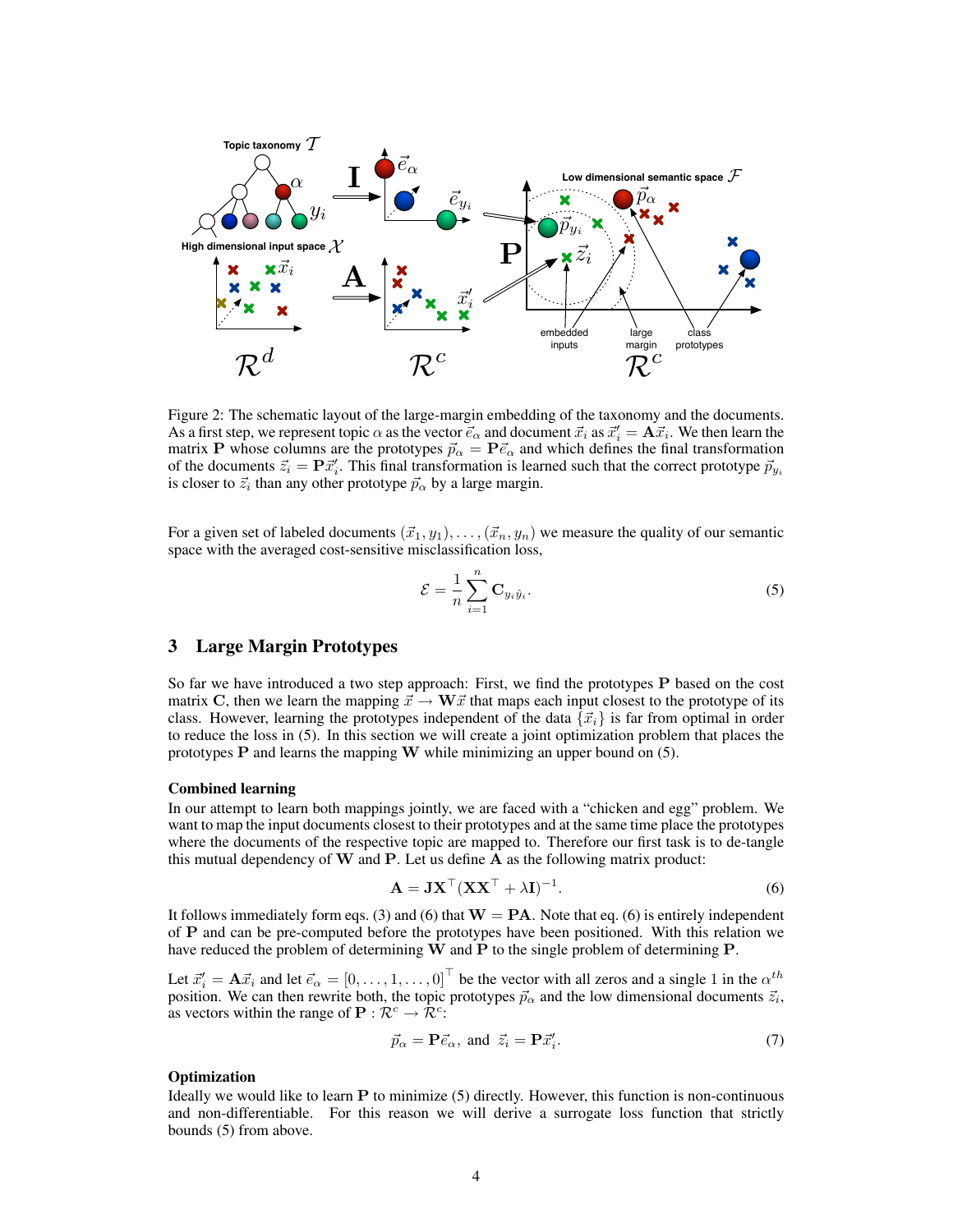Figure 2: The schematic layout of the large-margin embedding of the taxonomy and the documents. As a first step, we represent topic $\alpha$ as the vector $\vec{e}_\alpha$ and document $\vec{x}_i$ as $\vec{x}'_i = \mathbf{A}\vec{x}_i$. We then learn the matrix $\mathbf{P}$ whose columns are the prototypes $\vec{p}_\alpha = \mathbf{P}\vec{e}_\alpha$ and which defines the final transformation of the documents $\vec{z}_i = \mathbf{P}\vec{x}'_i$. This final transformation is learned such that the correct prototype $\vec{p}_{y_i}$ is closer to $\vec{z}_i$ than any other prototype $\vec{p}_\alpha$ by a large margin.

For a given set of labeled documents $(\vec{x}_1, y_1), \ldots, (\vec{x}_n, y_n)$ we measure the quality of our semantic space with the averaged cost-sensitive misclassification loss,

$$\mathcal{E} = \frac{1}{n}\sum_{i=1}^{n} \mathbf{C}_{y_i \hat{y}_i}. \tag{5}$$

## 3 Large Margin Prototypes

So far we have introduced a two step approach: First, we find the prototypes $\mathbf{P}$ based on the cost matrix $\mathbf{C}$, then we learn the mapping $\vec{x} \rightarrow \mathbf{W}\vec{x}$ that maps each input closest to the prototype of its class. However, learning the prototypes independent of the data $\{\vec{x}_i\}$ is far from optimal in order to reduce the loss in (5). In this section we will create a joint optimization problem that places the prototypes $\mathbf{P}$ and learns the mapping $\mathbf{W}$ while minimizing an upper bound on (5).

**Combined learning**

In our attempt to learn both mappings jointly, we are faced with a "chicken and egg" problem. We want to map the input documents closest to their prototypes and at the same time place the prototypes where the documents of the respective topic are mapped to. Therefore our first task is to de-tangle this mutual dependency of $\mathbf{W}$ and $\mathbf{P}$. Let us define $\mathbf{A}$ as the following matrix product:

$$\mathbf{A} = \mathbf{J}\mathbf{X}^\top(\mathbf{X}\mathbf{X}^\top + \lambda\mathbf{I})^{-1}. \tag{6}$$

It follows immediately form eqs. (3) and (6) that $\mathbf{W} = \mathbf{P}\mathbf{A}$. Note that eq. (6) is entirely independent of $\mathbf{P}$ and can be pre-computed before the prototypes have been positioned. With this relation we have reduced the problem of determining $\mathbf{W}$ and $\mathbf{P}$ to the single problem of determining $\mathbf{P}$.

Let $\vec{x}'_i = \mathbf{A}\vec{x}_i$ and let $\vec{e}_\alpha = [0, \ldots, 1, \ldots, 0]^\top$ be the vector with all zeros and a single 1 in the $\alpha^{th}$ position. We can then rewrite both, the topic prototypes $\vec{p}_\alpha$ and the low dimensional documents $\vec{z}_i$, as vectors within the range of $\mathbf{P} : \mathcal{R}^c \rightarrow \mathcal{R}^c$:

$$\vec{p}_\alpha = \mathbf{P}\vec{e}_\alpha, \text{ and } \vec{z}_i = \mathbf{P}\vec{x}'_i. \tag{7}$$

**Optimization**

Ideally we would like to learn $\mathbf{P}$ to minimize (5) directly. However, this function is non-continuous and non-differentiable. For this reason we will derive a surrogate loss function that strictly bounds (5) from above.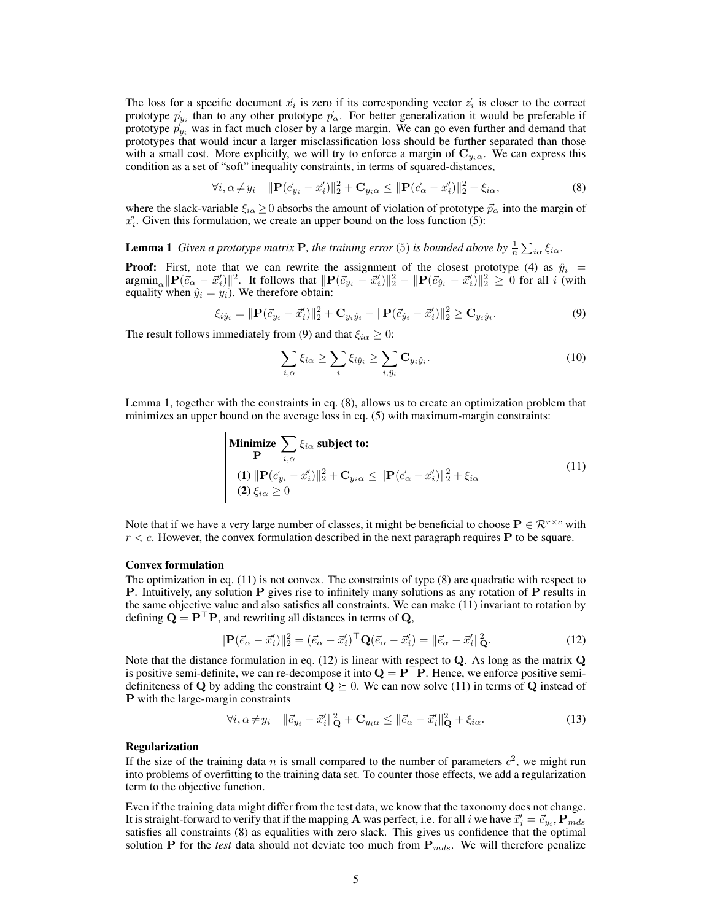The loss for a specific document $\vec{x}_i$ is zero if its corresponding vector $\vec{z}_i$ is closer to the correct prototype $\vec{p}_{y_i}$ than to any other prototype $\vec{p}_\alpha$. For better generalization it would be preferable if prototype $\vec{p}_{y_i}$ was in fact much closer by a large margin. We can go even further and demand that prototypes that would incur a larger misclassification loss should be further separated than those with a small cost. More explicitly, we will try to enforce a margin of $\mathbf{C}_{y_i\alpha}$. We can express this condition as a set of "soft" inequality constraints, in terms of squared-distances,

$$\forall i, \alpha \neq y_i \quad \|\mathbf{P}(\vec{e}_{y_i} - \vec{x}'_i)\|_2^2 + \mathbf{C}_{y_i\alpha} \leq \|\mathbf{P}(\vec{e}_\alpha - \vec{x}'_i)\|_2^2 + \xi_{i\alpha}, \tag{8}$$

where the slack-variable $\xi_{i\alpha} \geq 0$ absorbs the amount of violation of prototype $\vec{p}_\alpha$ into the margin of $\vec{x}'_i$. Given this formulation, we create an upper bound on the loss function (5):

**Lemma 1** *Given a prototype matrix* $\mathbf{P}$*, the training error* (5) *is bounded above by* $\frac{1}{n}\sum_{i\alpha} \xi_{i\alpha}$.

**Proof:** First, note that we can rewrite the assignment of the closest prototype (4) as $\hat{y}_i = \text{argmin}_\alpha \|\mathbf{P}(\vec{e}_\alpha - \vec{x}'_i)\|^2$. It follows that $\|\mathbf{P}(\vec{e}_{y_i} - \vec{x}'_i)\|_2^2 - \|\mathbf{P}(\vec{e}_{\hat{y}_i} - \vec{x}'_i)\|_2^2 \geq 0$ for all $i$ (with equality when $\hat{y}_i = y_i$). We therefore obtain:

$$\xi_{i\hat{y}_i} = \|\mathbf{P}(\vec{e}_{y_i} - \vec{x}'_i)\|_2^2 + \mathbf{C}_{y_i\hat{y}_i} - \|\mathbf{P}(\vec{e}_{\hat{y}_i} - \vec{x}'_i)\|_2^2 \geq \mathbf{C}_{y_i\hat{y}_i}. \tag{9}$$

The result follows immediately from (9) and that $\xi_{i\alpha} \geq 0$:

$$\sum_{i,\alpha} \xi_{i\alpha} \geq \sum_i \xi_{i\hat{y}_i} \geq \sum_{i,\hat{y}_i} \mathbf{C}_{y_i\hat{y}_i}. \tag{10}$$

Lemma 1, together with the constraints in eq. (8), allows us to create an optimization problem that minimizes an upper bound on the average loss in eq. (5) with maximum-margin constraints:

$$\begin{array}{|l|}\hline \textbf{Minimize}_{\mathbf{P}} \sum_{i,\alpha} \xi_{i\alpha} \textbf{ subject to:} \\ \textbf{(1)}\ \|\mathbf{P}(\vec{e}_{y_i} - \vec{x}'_i)\|_2^2 + \mathbf{C}_{y_i\alpha} \leq \|\mathbf{P}(\vec{e}_\alpha - \vec{x}'_i)\|_2^2 + \xi_{i\alpha} \\ \textbf{(2)}\ \xi_{i\alpha} \geq 0 \\ \hline \end{array} \tag{11}$$

Note that if we have a very large number of classes, it might be beneficial to choose $\mathbf{P} \in \mathcal{R}^{r \times c}$ with $r < c$. However, the convex formulation described in the next paragraph requires $\mathbf{P}$ to be square.

### Convex formulation

The optimization in eq. (11) is not convex. The constraints of type (8) are quadratic with respect to $\mathbf{P}$. Intuitively, any solution $\mathbf{P}$ gives rise to infinitely many solutions as any rotation of $\mathbf{P}$ results in the same objective value and also satisfies all constraints. We can make (11) invariant to rotation by defining $\mathbf{Q} = \mathbf{P}^\top\mathbf{P}$, and rewriting all distances in terms of $\mathbf{Q}$,

$$\|\mathbf{P}(\vec{e}_\alpha - \vec{x}'_i)\|_2^2 = (\vec{e}_\alpha - \vec{x}'_i)^\top \mathbf{Q}(\vec{e}_\alpha - \vec{x}'_i) = \|\vec{e}_\alpha - \vec{x}'_i\|_\mathbf{Q}^2. \tag{12}$$

Note that the distance formulation in eq. (12) is linear with respect to $\mathbf{Q}$. As long as the matrix $\mathbf{Q}$ is positive semi-definite, we can re-decompose it into $\mathbf{Q} = \mathbf{P}^\top\mathbf{P}$. Hence, we enforce positive semi-definiteness of $\mathbf{Q}$ by adding the constraint $\mathbf{Q} \succeq 0$. We can now solve (11) in terms of $\mathbf{Q}$ instead of $\mathbf{P}$ with the large-margin constraints

$$\forall i, \alpha \neq y_i \quad \|\vec{e}_{y_i} - \vec{x}'_i\|_\mathbf{Q}^2 + \mathbf{C}_{y_i\alpha} \leq \|\vec{e}_\alpha - \vec{x}'_i\|_\mathbf{Q}^2 + \xi_{i\alpha}. \tag{13}$$

### Regularization

If the size of the training data $n$ is small compared to the number of parameters $c^2$, we might run into problems of overfitting to the training data set. To counter those effects, we add a regularization term to the objective function.

Even if the training data might differ from the test data, we know that the taxonomy does not change. It is straight-forward to verify that if the mapping $\mathbf{A}$ was perfect, i.e. for all $i$ we have $\vec{x}'_i = \vec{e}_{y_i}$, $\mathbf{P}_{mds}$ satisfies all constraints (8) as equalities with zero slack. This gives us confidence that the optimal solution $\mathbf{P}$ for the *test* data should not deviate too much from $\mathbf{P}_{mds}$. We will therefore penalize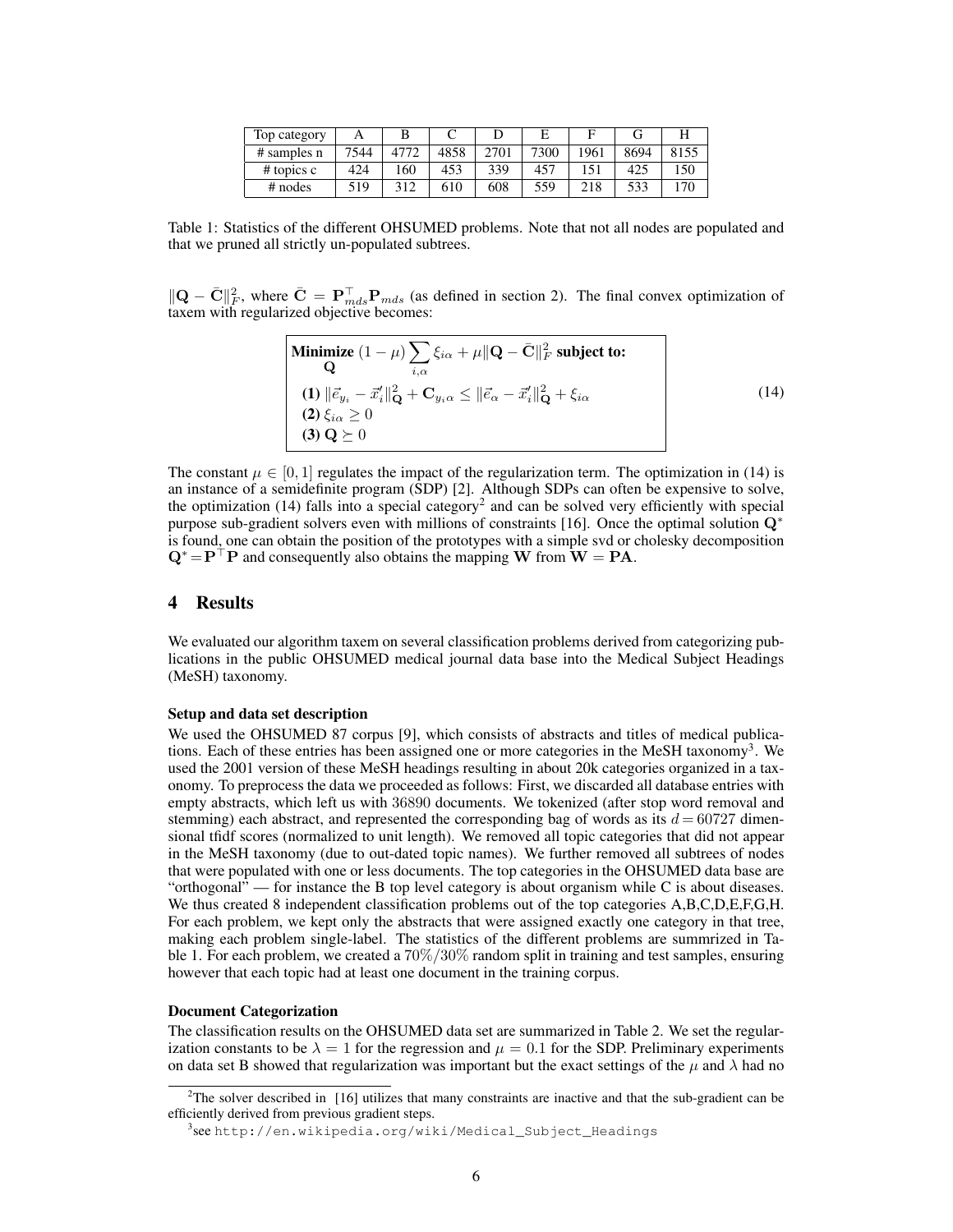| Top category | A | B | C | D | E | F | G | H |
|---|---|---|---|---|---|---|---|---|
| # samples n | 7544 | 4772 | 4858 | 2701 | 7300 | 1961 | 8694 | 8155 |
| # topics c | 424 | 160 | 453 | 339 | 457 | 151 | 425 | 150 |
| # nodes | 519 | 312 | 610 | 608 | 559 | 218 | 533 | 170 |

Table 1: Statistics of the different OHSUMED problems. Note that not all nodes are populated and that we pruned all strictly un-populated subtrees.

$\|\mathbf{Q} - \bar{\mathbf{C}}\|_F^2$, where $\bar{\mathbf{C}} = \mathbf{P}_{mds}^\top \mathbf{P}_{mds}$ (as defined in section 2). The final convex optimization of taxem with regularized objective becomes:

$$
\begin{array}{l}
\textbf{Minimize}_{\mathbf{Q}} \ (1-\mu)\sum_{i,\alpha} \xi_{i\alpha} + \mu \|\mathbf{Q} - \bar{\mathbf{C}}\|_F^2 \ \textbf{subject to:} \\
\textbf{(1)} \ \|\vec{e}_{y_i} - \vec{x}_i'\|_{\mathbf{Q}}^2 + \mathbf{C}_{y_i\alpha} \leq \|\vec{e}_\alpha - \vec{x}_i'\|_{\mathbf{Q}}^2 + \xi_{i\alpha} \\
\textbf{(2)} \ \xi_{i\alpha} \geq 0 \\
\textbf{(3)} \ \mathbf{Q} \succeq 0
\end{array}
\tag{14}
$$

The constant $\mu \in [0,1]$ regulates the impact of the regularization term. The optimization in (14) is an instance of a semidefinite program (SDP) [2]. Although SDPs can often be expensive to solve, the optimization (14) falls into a special category[2] and can be solved very efficiently with special purpose sub-gradient solvers even with millions of constraints [16]. Once the optimal solution $\mathbf{Q}^*$ is found, one can obtain the position of the prototypes with a simple svd or cholesky decomposition $\mathbf{Q}^* = \mathbf{P}^\top \mathbf{P}$ and consequently also obtains the mapping $\mathbf{W}$ from $\mathbf{W} = \mathbf{PA}$.

# 4 Results

We evaluated our algorithm taxem on several classification problems derived from categorizing publications in the public OHSUMED medical journal data base into the Medical Subject Headings (MeSH) taxonomy.

**Setup and data set description**

We used the OHSUMED 87 corpus [9], which consists of abstracts and titles of medical publications. Each of these entries has been assigned one or more categories in the MeSH taxonomy[3]. We used the 2001 version of these MeSH headings resulting in about 20k categories organized in a taxonomy. To preprocess the data we proceeded as follows: First, we discarded all database entries with empty abstracts, which left us with 36890 documents. We tokenized (after stop word removal and stemming) each abstract, and represented the corresponding bag of words as its $d = 60727$ dimensional tfidf scores (normalized to unit length). We removed all topic categories that did not appear in the MeSH taxonomy (due to out-dated topic names). We further removed all subtrees of nodes that were populated with one or less documents. The top categories in the OHSUMED data base are "orthogonal" — for instance the B top level category is about organism while C is about diseases. We thus created 8 independent classification problems out of the top categories A,B,C,D,E,F,G,H. For each problem, we kept only the abstracts that were assigned exactly one category in that tree, making each problem single-label. The statistics of the different problems are summrized in Table 1. For each problem, we created a 70%/30% random split in training and test samples, ensuring however that each topic had at least one document in the training corpus.

**Document Categorization**

The classification results on the OHSUMED data set are summarized in Table 2. We set the regularization constants to be $\lambda = 1$ for the regression and $\mu = 0.1$ for the SDP. Preliminary experiments on data set B showed that regularization was important but the exact settings of the $\mu$ and $\lambda$ had no

[2]The solver described in [16] utilizes that many constraints are inactive and that the sub-gradient can be efficiently derived from previous gradient steps.

[3]see http://en.wikipedia.org/wiki/Medical_Subject_Headings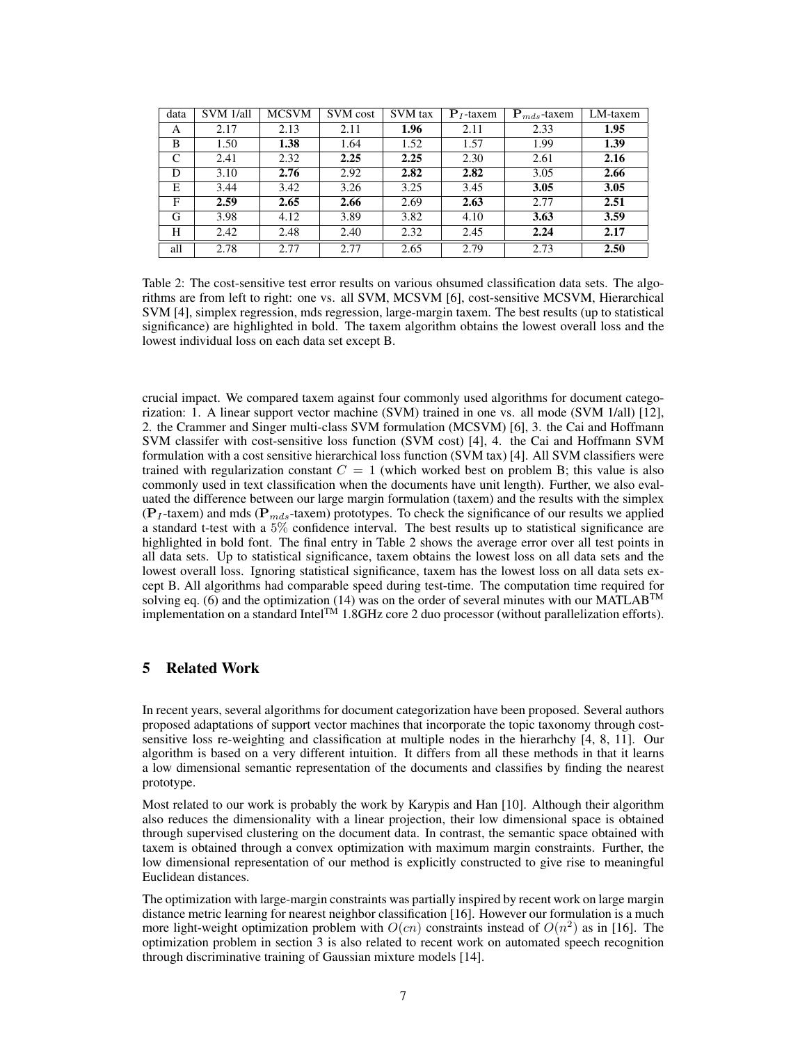| data | SVM 1/all | MCSVM | SVM cost | SVM tax | $\mathbf{P}_I$-taxem | $\mathbf{P}_{mds}$-taxem | LM-taxem |
|---|---|---|---|---|---|---|---|
| A | 2.17 | 2.13 | 2.11 | **1.96** | 2.11 | 2.33 | **1.95** |
| B | 1.50 | **1.38** | 1.64 | 1.52 | 1.57 | 1.99 | **1.39** |
| C | 2.41 | 2.32 | **2.25** | **2.25** | 2.30 | 2.61 | **2.16** |
| D | 3.10 | **2.76** | 2.92 | **2.82** | **2.82** | 3.05 | **2.66** |
| E | 3.44 | 3.42 | 3.26 | 3.25 | 3.45 | **3.05** | **3.05** |
| F | **2.59** | **2.65** | **2.66** | 2.69 | **2.63** | 2.77 | **2.51** |
| G | 3.98 | 4.12 | 3.89 | 3.82 | 4.10 | **3.63** | **3.59** |
| H | 2.42 | 2.48 | 2.40 | 2.32 | 2.45 | **2.24** | **2.17** |
| all | 2.78 | 2.77 | 2.77 | 2.65 | 2.79 | 2.73 | **2.50** |

Table 2: The cost-sensitive test error results on various ohsumed classification data sets. The algorithms are from left to right: one vs. all SVM, MCSVM [6], cost-sensitive MCSVM, Hierarchical SVM [4], simplex regression, mds regression, large-margin taxem. The best results (up to statistical significance) are highlighted in bold. The taxem algorithm obtains the lowest overall loss and the lowest individual loss on each data set except B.

crucial impact. We compared taxem against four commonly used algorithms for document categorization: 1. A linear support vector machine (SVM) trained in one vs. all mode (SVM 1/all) [12], 2. the Crammer and Singer multi-class SVM formulation (MCSVM) [6], 3. the Cai and Hoffmann SVM classifer with cost-sensitive loss function (SVM cost) [4], 4. the Cai and Hoffmann SVM formulation with a cost sensitive hierarchical loss function (SVM tax) [4]. All SVM classifiers were trained with regularization constant $C = 1$ (which worked best on problem B; this value is also commonly used in text classification when the documents have unit length). Further, we also evaluated the difference between our large margin formulation (taxem) and the results with the simplex ($\mathbf{P}_I$-taxem) and mds ($\mathbf{P}_{mds}$-taxem) prototypes. To check the significance of our results we applied a standard t-test with a 5% confidence interval. The best results up to statistical significance are highlighted in bold font. The final entry in Table 2 shows the average error over all test points in all data sets. Up to statistical significance, taxem obtains the lowest loss on all data sets and the lowest overall loss. Ignoring statistical significance, taxem has the lowest loss on all data sets except B. All algorithms had comparable speed during test-time. The computation time required for solving eq. (6) and the optimization (14) was on the order of several minutes with our MATLAB™ implementation on a standard Intel™ 1.8GHz core 2 duo processor (without parallelization efforts).

# 5 Related Work

In recent years, several algorithms for document categorization have been proposed. Several authors proposed adaptations of support vector machines that incorporate the topic taxonomy through cost-sensitive loss re-weighting and classification at multiple nodes in the hierarhchy [4, 8, 11]. Our algorithm is based on a very different intuition. It differs from all these methods in that it learns a low dimensional semantic representation of the documents and classifies by finding the nearest prototype.

Most related to our work is probably the work by Karypis and Han [10]. Although their algorithm also reduces the dimensionality with a linear projection, their low dimensional space is obtained through supervised clustering on the document data. In contrast, the semantic space obtained with taxem is obtained through a convex optimization with maximum margin constraints. Further, the low dimensional representation of our method is explicitly constructed to give rise to meaningful Euclidean distances.

The optimization with large-margin constraints was partially inspired by recent work on large margin distance metric learning for nearest neighbor classification [16]. However our formulation is a much more light-weight optimization problem with $O(cn)$ constraints instead of $O(n^2)$ as in [16]. The optimization problem in section 3 is also related to recent work on automated speech recognition through discriminative training of Gaussian mixture models [14].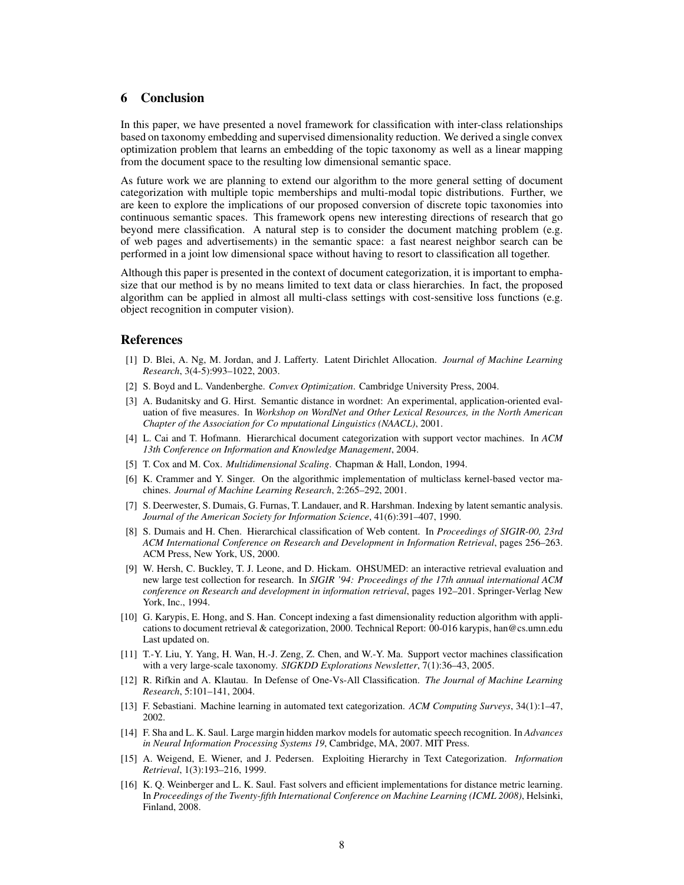## 6 Conclusion

In this paper, we have presented a novel framework for classification with inter-class relationships based on taxonomy embedding and supervised dimensionality reduction. We derived a single convex optimization problem that learns an embedding of the topic taxonomy as well as a linear mapping from the document space to the resulting low dimensional semantic space.

As future work we are planning to extend our algorithm to the more general setting of document categorization with multiple topic memberships and multi-modal topic distributions. Further, we are keen to explore the implications of our proposed conversion of discrete topic taxonomies into continuous semantic spaces. This framework opens new interesting directions of research that go beyond mere classification. A natural step is to consider the document matching problem (e.g. of web pages and advertisements) in the semantic space: a fast nearest neighbor search can be performed in a joint low dimensional space without having to resort to classification all together.

Although this paper is presented in the context of document categorization, it is important to emphasize that our method is by no means limited to text data or class hierarchies. In fact, the proposed algorithm can be applied in almost all multi-class settings with cost-sensitive loss functions (e.g. object recognition in computer vision).

## References

[1] D. Blei, A. Ng, M. Jordan, and J. Lafferty. Latent Dirichlet Allocation. *Journal of Machine Learning Research*, 3(4-5):993–1022, 2003.

[2] S. Boyd and L. Vandenberghe. *Convex Optimization*. Cambridge University Press, 2004.

[3] A. Budanitsky and G. Hirst. Semantic distance in wordnet: An experimental, application-oriented evaluation of five measures. In *Workshop on WordNet and Other Lexical Resources, in the North American Chapter of the Association for Co mputational Linguistics (NAACL)*, 2001.

[4] L. Cai and T. Hofmann. Hierarchical document categorization with support vector machines. In *ACM 13th Conference on Information and Knowledge Management*, 2004.

[5] T. Cox and M. Cox. *Multidimensional Scaling*. Chapman & Hall, London, 1994.

[6] K. Crammer and Y. Singer. On the algorithmic implementation of multiclass kernel-based vector machines. *Journal of Machine Learning Research*, 2:265–292, 2001.

[7] S. Deerwester, S. Dumais, G. Furnas, T. Landauer, and R. Harshman. Indexing by latent semantic analysis. *Journal of the American Society for Information Science*, 41(6):391–407, 1990.

[8] S. Dumais and H. Chen. Hierarchical classification of Web content. In *Proceedings of SIGIR-00, 23rd ACM International Conference on Research and Development in Information Retrieval*, pages 256–263. ACM Press, New York, US, 2000.

[9] W. Hersh, C. Buckley, T. J. Leone, and D. Hickam. OHSUMED: an interactive retrieval evaluation and new large test collection for research. In *SIGIR '94: Proceedings of the 17th annual international ACM conference on Research and development in information retrieval*, pages 192–201. Springer-Verlag New York, Inc., 1994.

[10] G. Karypis, E. Hong, and S. Han. Concept indexing a fast dimensionality reduction algorithm with applications to document retrieval & categorization, 2000. Technical Report: 00-016 karypis, han@cs.umn.edu Last updated on.

[11] T.-Y. Liu, Y. Yang, H. Wan, H.-J. Zeng, Z. Chen, and W.-Y. Ma. Support vector machines classification with a very large-scale taxonomy. *SIGKDD Explorations Newsletter*, 7(1):36–43, 2005.

[12] R. Rifkin and A. Klautau. In Defense of One-Vs-All Classification. *The Journal of Machine Learning Research*, 5:101–141, 2004.

[13] F. Sebastiani. Machine learning in automated text categorization. *ACM Computing Surveys*, 34(1):1–47, 2002.

[14] F. Sha and L. K. Saul. Large margin hidden markov models for automatic speech recognition. In *Advances in Neural Information Processing Systems 19*, Cambridge, MA, 2007. MIT Press.

[15] A. Weigend, E. Wiener, and J. Pedersen. Exploiting Hierarchy in Text Categorization. *Information Retrieval*, 1(3):193–216, 1999.

[16] K. Q. Weinberger and L. K. Saul. Fast solvers and efficient implementations for distance metric learning. In *Proceedings of the Twenty-fifth International Conference on Machine Learning (ICML 2008)*, Helsinki, Finland, 2008.